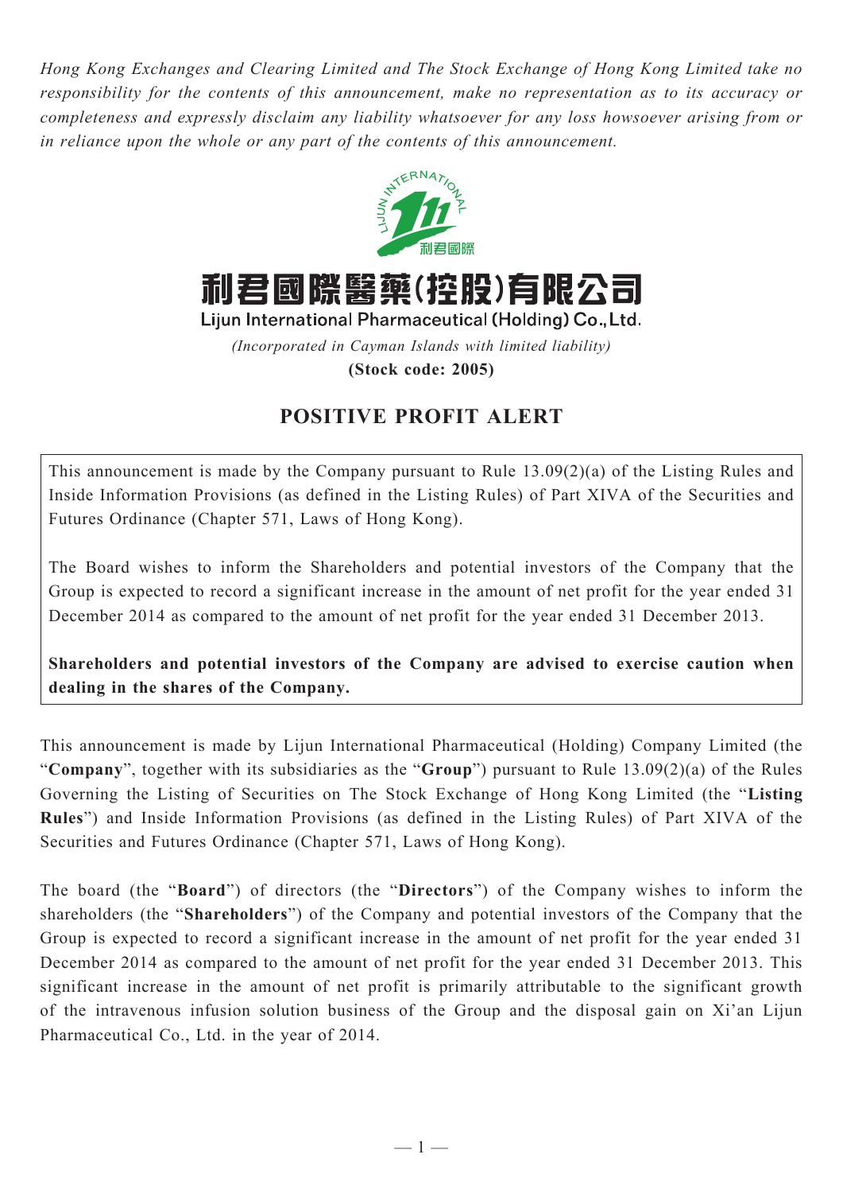*Hong Kong Exchanges and Clearing Limited and The Stock Exchange of Hong Kong Limited take no responsibility for the contents of this announcement, make no representation as to its accuracy or completeness and expressly disclaim any liability whatsoever for any loss howsoever arising from or in reliance upon the whole or any part of the contents of this announcement.*

# 利君國際醫藥(控股)有限公司

## Lijun International Pharmaceutical (Holding) Co., Ltd.

*(Incorporated in Cayman Islands with limited liability)*

**(Stock code: 2005)**

## POSITIVE PROFIT ALERT

This announcement is made by the Company pursuant to Rule 13.09(2)(a) of the Listing Rules and Inside Information Provisions (as defined in the Listing Rules) of Part XIVA of the Securities and Futures Ordinance (Chapter 571, Laws of Hong Kong).

The Board wishes to inform the Shareholders and potential investors of the Company that the Group is expected to record a significant increase in the amount of net profit for the year ended 31 December 2014 as compared to the amount of net profit for the year ended 31 December 2013.

**Shareholders and potential investors of the Company are advised to exercise caution when dealing in the shares of the Company.**

This announcement is made by Lijun International Pharmaceutical (Holding) Company Limited (the "**Company**", together with its subsidiaries as the "**Group**") pursuant to Rule 13.09(2)(a) of the Rules Governing the Listing of Securities on The Stock Exchange of Hong Kong Limited (the "**Listing Rules**") and Inside Information Provisions (as defined in the Listing Rules) of Part XIVA of the Securities and Futures Ordinance (Chapter 571, Laws of Hong Kong).

The board (the "**Board**") of directors (the "**Directors**") of the Company wishes to inform the shareholders (the "**Shareholders**") of the Company and potential investors of the Company that the Group is expected to record a significant increase in the amount of net profit for the year ended 31 December 2014 as compared to the amount of net profit for the year ended 31 December 2013. This significant increase in the amount of net profit is primarily attributable to the significant growth of the intravenous infusion solution business of the Group and the disposal gain on Xi'an Lijun Pharmaceutical Co., Ltd. in the year of 2014.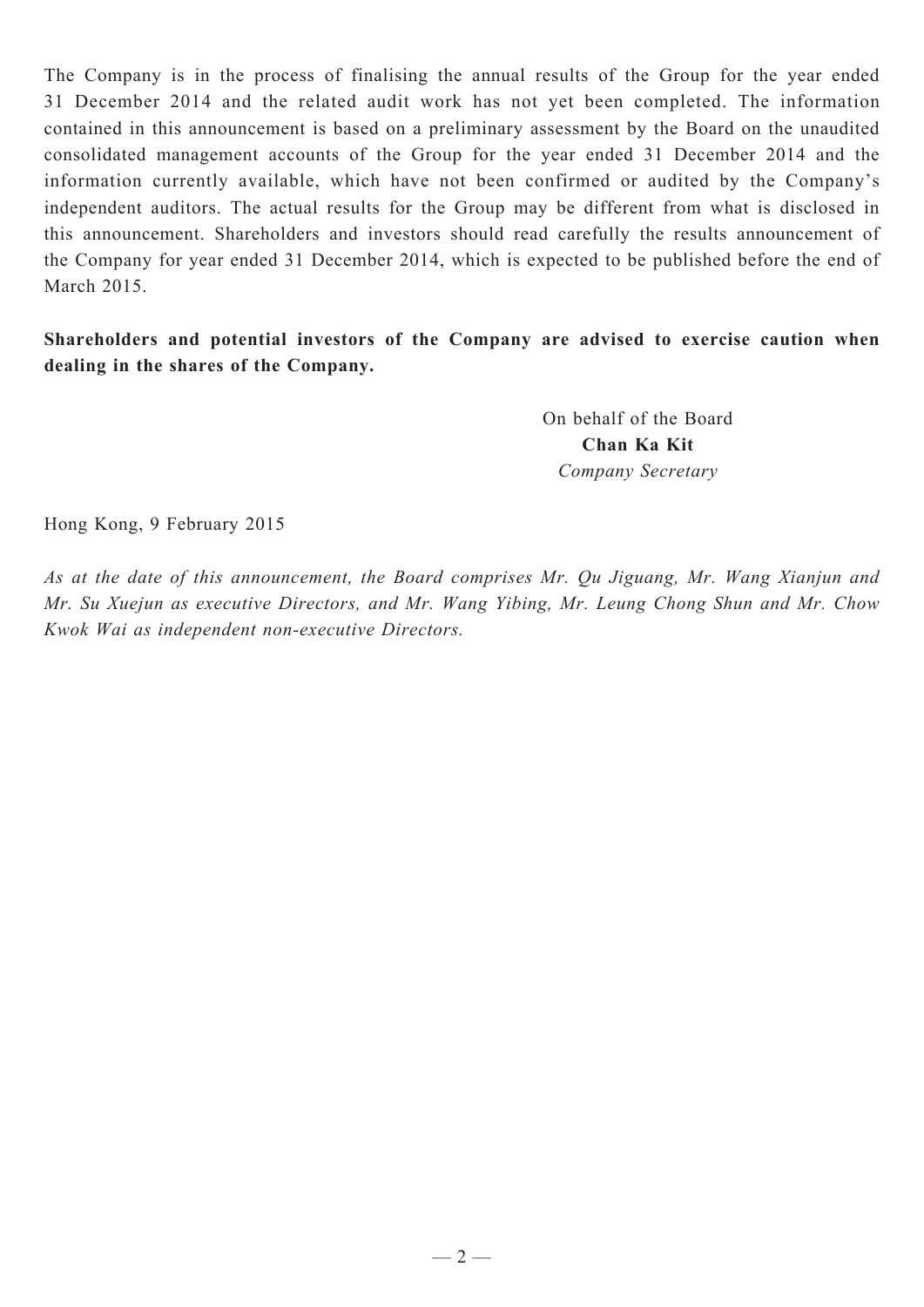The Company is in the process of finalising the annual results of the Group for the year ended 31 December 2014 and the related audit work has not yet been completed. The information contained in this announcement is based on a preliminary assessment by the Board on the unaudited consolidated management accounts of the Group for the year ended 31 December 2014 and the information currently available, which have not been confirmed or audited by the Company's independent auditors. The actual results for the Group may be different from what is disclosed in this announcement. Shareholders and investors should read carefully the results announcement of the Company for year ended 31 December 2014, which is expected to be published before the end of March 2015.

**Shareholders and potential investors of the Company are advised to exercise caution when dealing in the shares of the Company.**

On behalf of the Board
**Chan Ka Kit**
*Company Secretary*

Hong Kong, 9 February 2015

*As at the date of this announcement, the Board comprises Mr. Qu Jiguang, Mr. Wang Xianjun and Mr. Su Xuejun as executive Directors, and Mr. Wang Yibing, Mr. Leung Chong Shun and Mr. Chow Kwok Wai as independent non-executive Directors.*